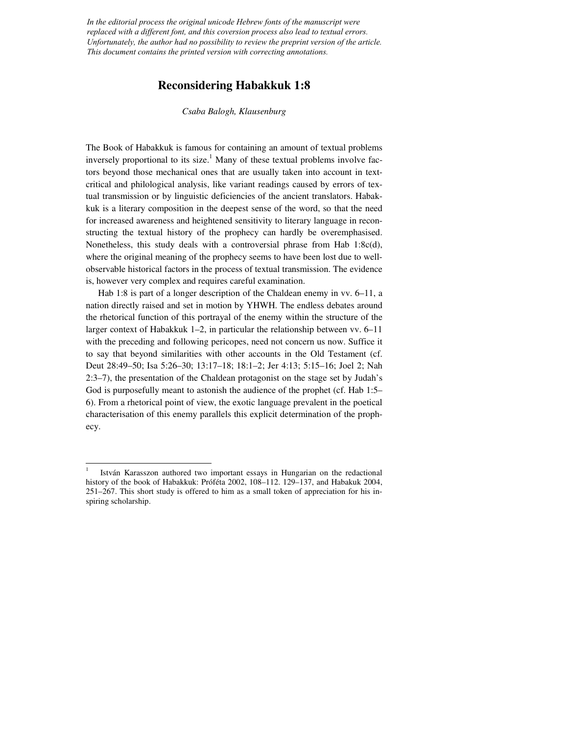*In the editorial process the original unicode Hebrew fonts of the manuscript were replaced with a different font, and this coversion process also lead to textual errors. Unfortunately, the author had no possibility to review the preprint version of the article. This document contains the printed version with correcting annotations.*

# Reconsidering Habakkuk 1:8

*Csaba Balogh, Klausenburg*

The Book of Habakkuk is famous for containing an amount of textual problems inversely proportional to its size.[1] Many of these textual problems involve factors beyond those mechanical ones that are usually taken into account in text-critical and philological analysis, like variant readings caused by errors of textual transmission or by linguistic deficiencies of the ancient translators. Habakkuk is a literary composition in the deepest sense of the word, so that the need for increased awareness and heightened sensitivity to literary language in reconstructing the textual history of the prophecy can hardly be overemphasised. Nonetheless, this study deals with a controversial phrase from Hab 1:8c(d), where the original meaning of the prophecy seems to have been lost due to well-observable historical factors in the process of textual transmission. The evidence is, however very complex and requires careful examination.

Hab 1:8 is part of a longer description of the Chaldean enemy in vv. 6–11, a nation directly raised and set in motion by YHWH. The endless debates around the rhetorical function of this portrayal of the enemy within the structure of the larger context of Habakkuk 1–2, in particular the relationship between vv. 6–11 with the preceding and following pericopes, need not concern us now. Suffice it to say that beyond similarities with other accounts in the Old Testament (cf. Deut 28:49–50; Isa 5:26–30; 13:17–18; 18:1–2; Jer 4:13; 5:15–16; Joel 2; Nah 2:3–7), the presentation of the Chaldean protagonist on the stage set by Judah's God is purposefully meant to astonish the audience of the prophet (cf. Hab 1:5–6). From a rhetorical point of view, the exotic language prevalent in the poetical characterisation of this enemy parallels this explicit determination of the prophecy.

---

[1] István Karasszon authored two important essays in Hungarian on the redactional history of the book of Habakkuk: Próféta 2002, 108–112. 129–137, and Habakuk 2004, 251–267. This short study is offered to him as a small token of appreciation for his inspiring scholarship.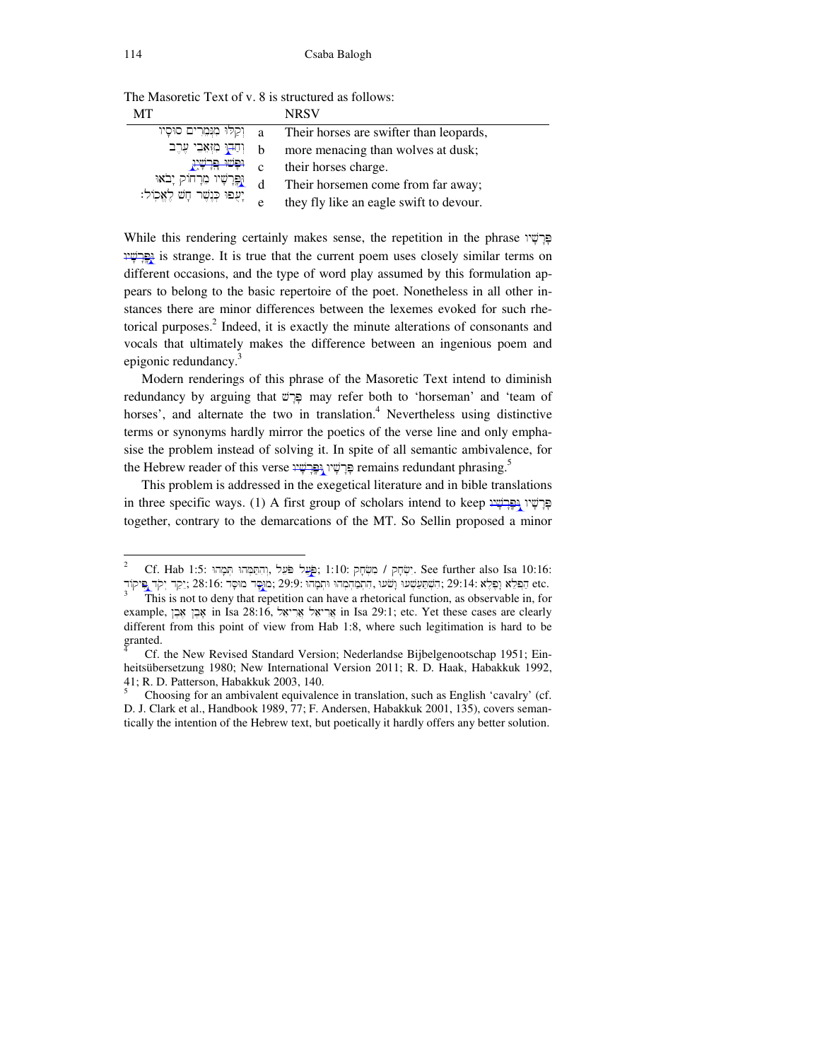The Masoretic Text of v. 8 is structured as follows:

| MT | | NRSV |
|---|---|---|
| וְקַלּוּ מִנְּמֵרִים סוּסָיו | a | Their horses are swifter than leopards, |
| וְחַדּוּ מִזְּאֵבֵי עֶרֶב | b | more menacing than wolves at dusk; |
| וּפָשׁוּ פָּרָשָׁיו | c | their horses charge. |
| וּפָרָשָׁיו מֵרָחוֹק יָבֹאוּ | d | Their horsemen come from far away; |
| יָעֻפוּ כְּנֶשֶׁר חָשׁ לֶאֱכוֹל׃ | e | they fly like an eagle swift to devour. |

While this rendering certainly makes sense, the repetition in the phrase פָּרָשָׁיו וּפָרָשָׁיו is strange. It is true that the current poem uses closely similar terms on different occasions, and the type of word play assumed by this formulation appears to belong to the basic repertoire of the poet. Nonetheless in all other instances there are minor differences between the lexemes evoked for such rhetorical purposes.[2] Indeed, it is exactly the minute alterations of consonants and vocals that ultimately makes the difference between an ingenious poem and epigonic redundancy.[3]

Modern renderings of this phrase of the Masoretic Text intend to diminish redundancy by arguing that פָּרָשׁ may refer both to 'horseman' and 'team of horses', and alternate the two in translation.[4] Nevertheless using distinctive terms or synonyms hardly mirror the poetics of the verse line and only emphasise the problem instead of solving it. In spite of all semantic ambivalence, for the Hebrew reader of this verse פָּרָשָׁיו וּפָרָשָׁיו remains redundant phrasing.[5]

This problem is addressed in the exegetical literature and in bible translations in three specific ways. (1) A first group of scholars intend to keep פָּרָשָׁיו וּפָרָשָׁיו together, contrary to the demarcations of the MT. So Sellin proposed a minor

---

[2] Cf. Hab 1:5: וְהִתַּמְּהוּ תְּמָהוּ, פֹּעַל פֹּעֵל; 1:10: יִשְׂחָק / מִשְׂחָק. See further also Isa 10:16: יֵקַד יְקֹד פִּיקוֹד; 28:16: מוּסָד מוּסָּד; 29:9: הִתְמַהְמְהוּ וּתְמָהוּ, הִשְׁתַּעַשְׁעוּ וָשֹׁעוּ; 29:14: הַפְלֵא וָפֶלֶא etc.

[3] This is not to deny that repetition can have a rhetorical function, as observable in, for example, אֶבֶן אֶבֶן in Isa 28:16, אֲרִיאֵל אֲרִיאֵל in Isa 29:1; etc. Yet these cases are clearly different from this point of view from Hab 1:8, where such legitimation is hard to be granted.

[4] Cf. the New Revised Standard Version; Nederlandse Bijbelgenootschap 1951; Einheitsübersetzung 1980; New International Version 2011; R. D. Haak, Habakkuk 1992, 41; R. D. Patterson, Habakkuk 2003, 140.

[5] Choosing for an ambivalent equivalence in translation, such as English 'cavalry' (cf. D. J. Clark et al., Handbook 1989, 77; F. Andersen, Habakkuk 2001, 135), covers semantically the intention of the Hebrew text, but poetically it hardly offers any better solution.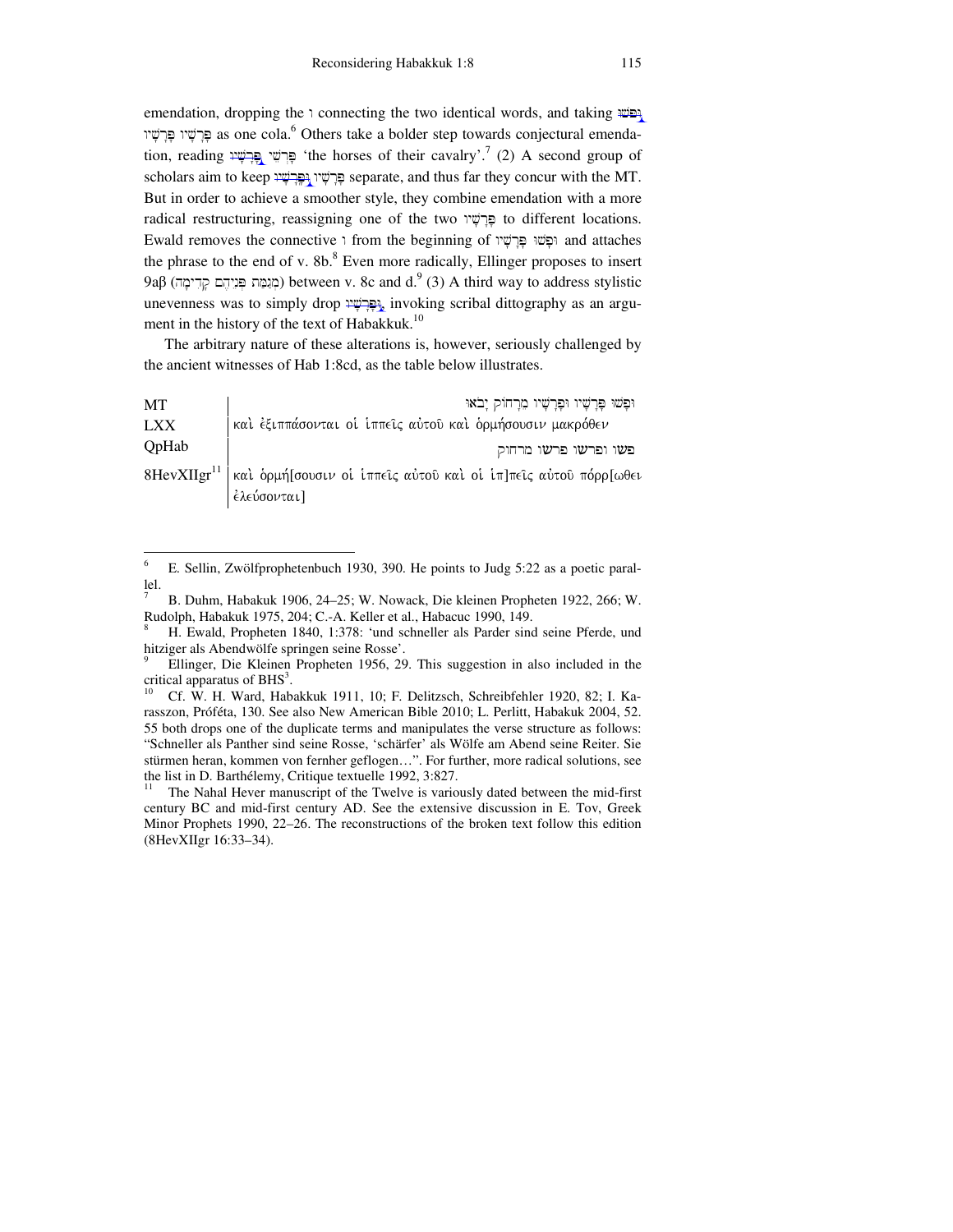emendation, dropping the ו connecting the two identical words, and taking וּפָשׁוּ פָּרָשָׁיו פָּרָשָׁיו as one cola.[6] Others take a bolder step towards conjectural emendation, reading פָּרְשֵׁי פָּרָשָׁיו 'the horses of their cavalry'.[7] (2) A second group of scholars aim to keep פָּרָשָׁיו וּפָרָשָׁיו separate, and thus far they concur with the MT. But in order to achieve a smoother style, they combine emendation with a more radical restructuring, reassigning one of the two פָּרָשָׁיו to different locations. Ewald removes the connective ו from the beginning of וּפָשׁוּ פָּרָשָׁיו and attaches the phrase to the end of v. 8b.[8] Even more radically, Ellinger proposes to insert 9aβ (מְגַמַּת פְּנֵיהֶם קָדִימָה) between v. 8c and d.[9] (3) A third way to address stylistic unevenness was to simply drop וּפָרָשָׁיו, invoking scribal dittography as an argument in the history of the text of Habakkuk.[10]

The arbitrary nature of these alterations is, however, seriously challenged by the ancient witnesses of Hab 1:8cd, as the table below illustrates.

| | |
|---|---|
| MT | וּפָשׁוּ פָּרָשָׁיו וּפָרָשָׁיו מֵרָחוֹק יָבֹאוּ |
| LXX | καὶ ἐξιππάσονται οἱ ἱππεῖς αὐτοῦ καὶ ὁρμήσουσιν μακρόθεν |
| QpHab | פשו ופרשו פרשו מרחוק |
| 8HevXIIgr[11] | καὶ ὁρμή[σουσιν οἱ ἱππεῖς αὐτοῦ καὶ οἱ ἱπ]πεῖς αὐτοῦ πόρρ[ωθεν ἐλεύσονται] |

---

[6] E. Sellin, Zwölfprophetenbuch 1930, 390. He points to Judg 5:22 as a poetic parallel.

[7] B. Duhm, Habakuk 1906, 24–25; W. Nowack, Die kleinen Propheten 1922, 266; W. Rudolph, Habakuk 1975, 204; C.-A. Keller et al., Habacuc 1990, 149.

[8] H. Ewald, Propheten 1840, 1:378: 'und schneller als Parder sind seine Pferde, und hitziger als Abendwölfe springen seine Rosse'.

[9] Ellinger, Die Kleinen Propheten 1956, 29. This suggestion in also included in the critical apparatus of BHS[3].

[10] Cf. W. H. Ward, Habakkuk 1911, 10; F. Delitzsch, Schreibfehler 1920, 82; I. Karasszon, Próféta, 130. See also New American Bible 2010; L. Perlitt, Habakuk 2004, 52. 55 both drops one of the duplicate terms and manipulates the verse structure as follows: "Schneller als Panther sind seine Rosse, 'schärfer' als Wölfe am Abend seine Reiter. Sie stürmen heran, kommen von fernher geflogen…". For further, more radical solutions, see the list in D. Barthélemy, Critique textuelle 1992, 3:827.

[11] The Nahal Hever manuscript of the Twelve is variously dated between the mid-first century BC and mid-first century AD. See the extensive discussion in E. Tov, Greek Minor Prophets 1990, 22–26. The reconstructions of the broken text follow this edition (8HevXIIgr 16:33–34).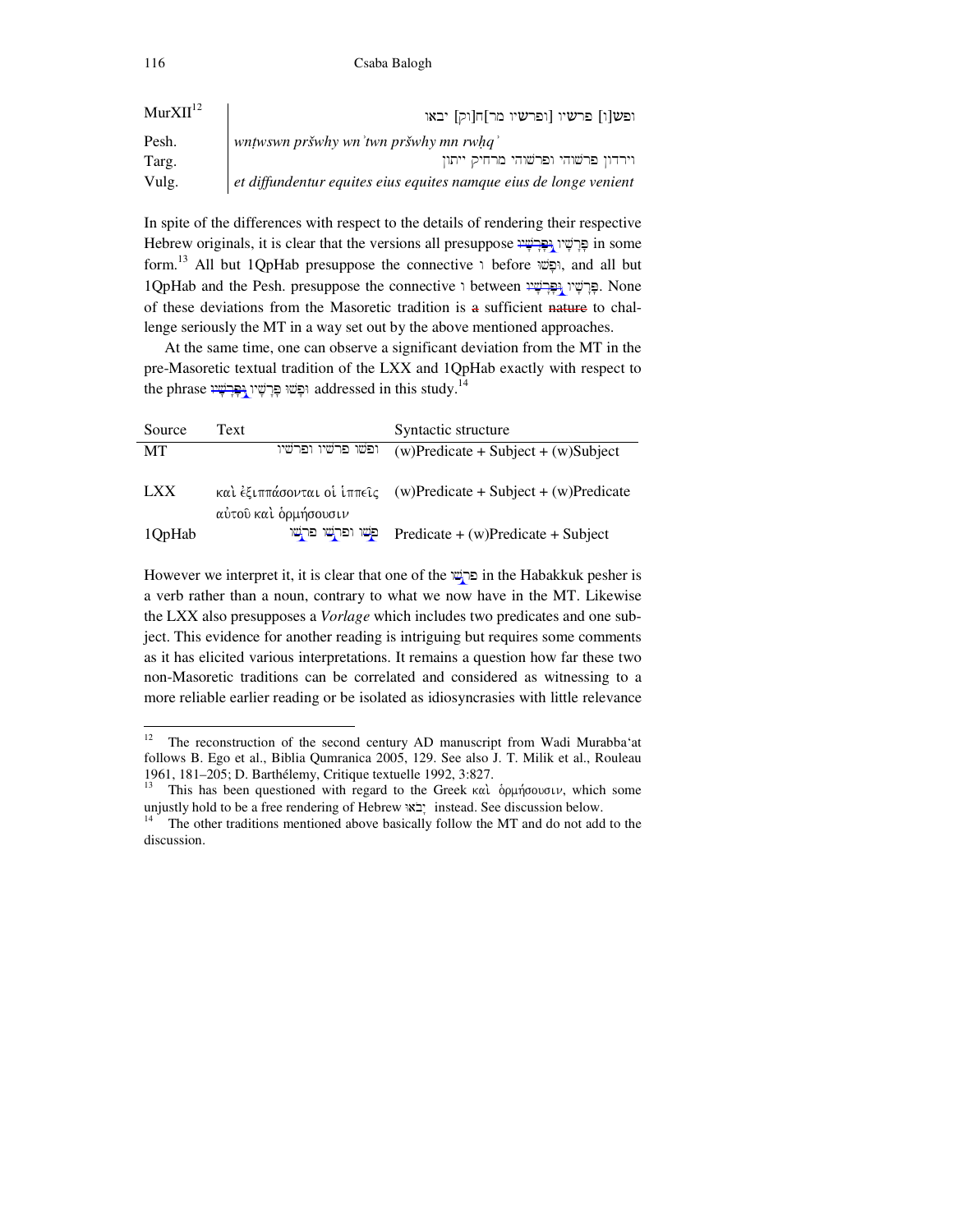| | |
|---|---|
| MurXII[12] | ופש[ו] פרשיו [ופרשיו מר]ח[וק] יבאו |
| Pesh. | *wnṭwswn pršwhy wnʾtwn pršwhy mn rwḥqʾ* |
| Targ. | וירדון פרשוהי ופרשוהי מרחיק ייתון |
| Vulg. | *et diffundentur equites eius equites namque eius de longe venient* |

In spite of the differences with respect to the details of rendering their respective Hebrew originals, it is clear that the versions all presuppose פָּרָשָׁיו וּפָרָשָׁיו in some form.[13] All but 1QpHab presuppose the connective ו before וּפָשׁוּ, and all but 1QpHab and the Pesh. presuppose the connective ו between פָּרָשָׁיו וּפָרָשָׁיו. None of these deviations from the Masoretic tradition is a sufficient nature to challenge seriously the MT in a way set out by the above mentioned approaches.

At the same time, one can observe a significant deviation from the MT in the pre-Masoretic textual tradition of the LXX and 1QpHab exactly with respect to the phrase וּפָשׁוּ פָּרָשָׁיו וּפָרָשָׁיו addressed in this study.[14]

| Source | Text | Syntactic structure |
|---|---|---|
| MT | ופשו פרשיו ופרשיו | (w)Predicate + Subject + (w)Subject |
| LXX | καὶ ἐξιππάσονται οἱ ἱππεῖς αὐτοῦ καὶ ὁρμήσουσιν | (w)Predicate + Subject + (w)Predicate |
| 1QpHab | פָּשׁוּ ופרָשׁו פרָשׁו | Predicate + (w)Predicate + Subject |

However we interpret it, it is clear that one of the פרָשׁו in the Habakkuk pesher is a verb rather than a noun, contrary to what we now have in the MT. Likewise the LXX also presupposes a *Vorlage* which includes two predicates and one subject. This evidence for another reading is intriguing but requires some comments as it has elicited various interpretations. It remains a question how far these two non-Masoretic traditions can be correlated and considered as witnessing to a more reliable earlier reading or be isolated as idiosyncrasies with little relevance

---

[12] The reconstruction of the second century AD manuscript from Wadi Murabbaʿat follows B. Ego et al., Biblia Qumranica 2005, 129. See also J. T. Milik et al., Rouleau 1961, 181–205; D. Barthélemy, Critique textuelle 1992, 3:827.

[13] This has been questioned with regard to the Greek καὶ ὁρμήσουσιν, which some unjustly hold to be a free rendering of Hebrew יָבֹאוּ instead. See discussion below.

[14] The other traditions mentioned above basically follow the MT and do not add to the discussion.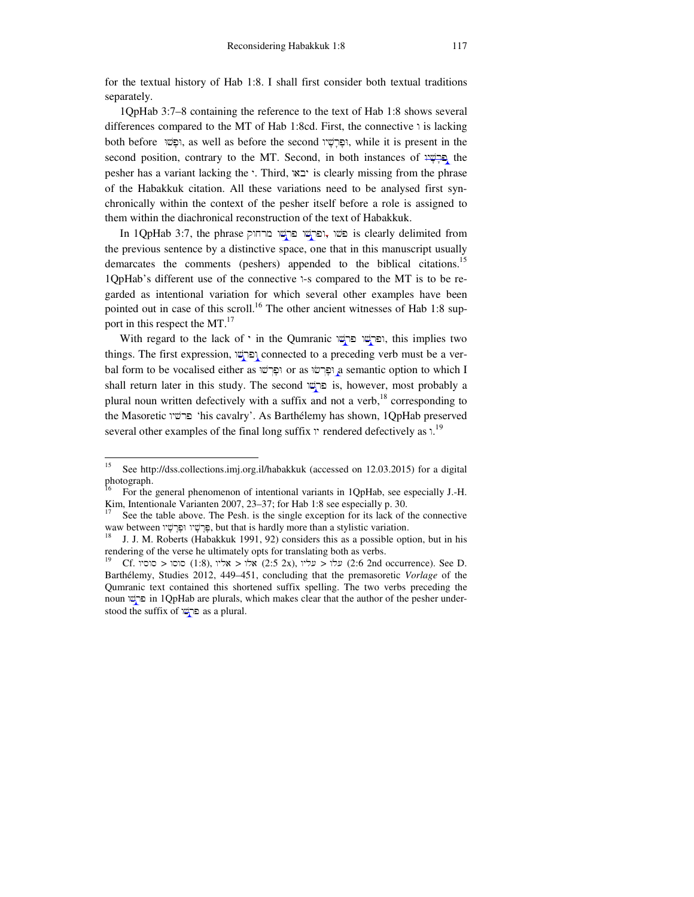for the textual history of Hab 1:8. I shall first consider both textual traditions separately.

1QpHab 3:7–8 containing the reference to the text of Hab 1:8 shows several differences compared to the MT of Hab 1:8cd. First, the connective ו is lacking both before ופשו, as well as before the second ופרשיו, while it is present in the second position, contrary to the MT. Second, in both instances of פָּרָשָׁיו the pesher has a variant lacking the י. Third, יבאו is clearly missing from the phrase of the Habakkuk citation. All these variations need to be analysed first synchronically within the context of the pesher itself before a role is assigned to them within the diachronical reconstruction of the text of Habakkuk.

In 1QpHab 3:7, the phrase פשו ,ופרשו פרשו מרחוק is clearly delimited from the previous sentence by a distinctive space, one that in this manuscript usually demarcates the comments (peshers) appended to the biblical citations.[15] 1QpHab's different use of the connective ו-s compared to the MT is to be regarded as intentional variation for which several other examples have been pointed out in case of this scroll.[16] The other ancient witnesses of Hab 1:8 support in this respect the MT.[17]

With regard to the lack of י in the Qumranic ופרשו פרשו, this implies two things. The first expression, ופרשו connected to a preceding verb must be a verbal form to be vocalised either as וּפָרְשׁוּ or as וּפָרְשׁוּ a semantic option to which I shall return later in this study. The second פרשו is, however, most probably a plural noun written defectively with a suffix and not a verb,[18] corresponding to the Masoretic פרשיו 'his cavalry'. As Barthélemy has shown, 1QpHab preserved several other examples of the final long suffix יו rendered defectively as ו.[19]

---

[15] See http://dss.collections.imj.org.il/habakkuk (accessed on 12.03.2015) for a digital photograph.

[16] For the general phenomenon of intentional variants in 1QpHab, see especially J.-H. Kim, Intentionale Varianten 2007, 23–37; for Hab 1:8 see especially p. 30.

[17] See the table above. The Pesh. is the single exception for its lack of the connective waw between פָּרָשָׁיו וּפָרָשָׁיו, but that is hardly more than a stylistic variation.

[18] J. J. M. Roberts (Habakkuk 1991, 92) considers this as a possible option, but in his rendering of the verse he ultimately opts for translating both as verbs.

[19] Cf. סוסיו > סוסו (1:8), אליו > אלו (2:5 2x), עליו > עלו (2:6 2nd occurrence). See D. Barthélemy, Studies 2012, 449–451, concluding that the premasoretic *Vorlage* of the Qumranic text contained this shortened suffix spelling. The two verbs preceding the noun פרשו in 1QpHab are plurals, which makes clear that the author of the pesher understood the suffix of פרשו as a plural.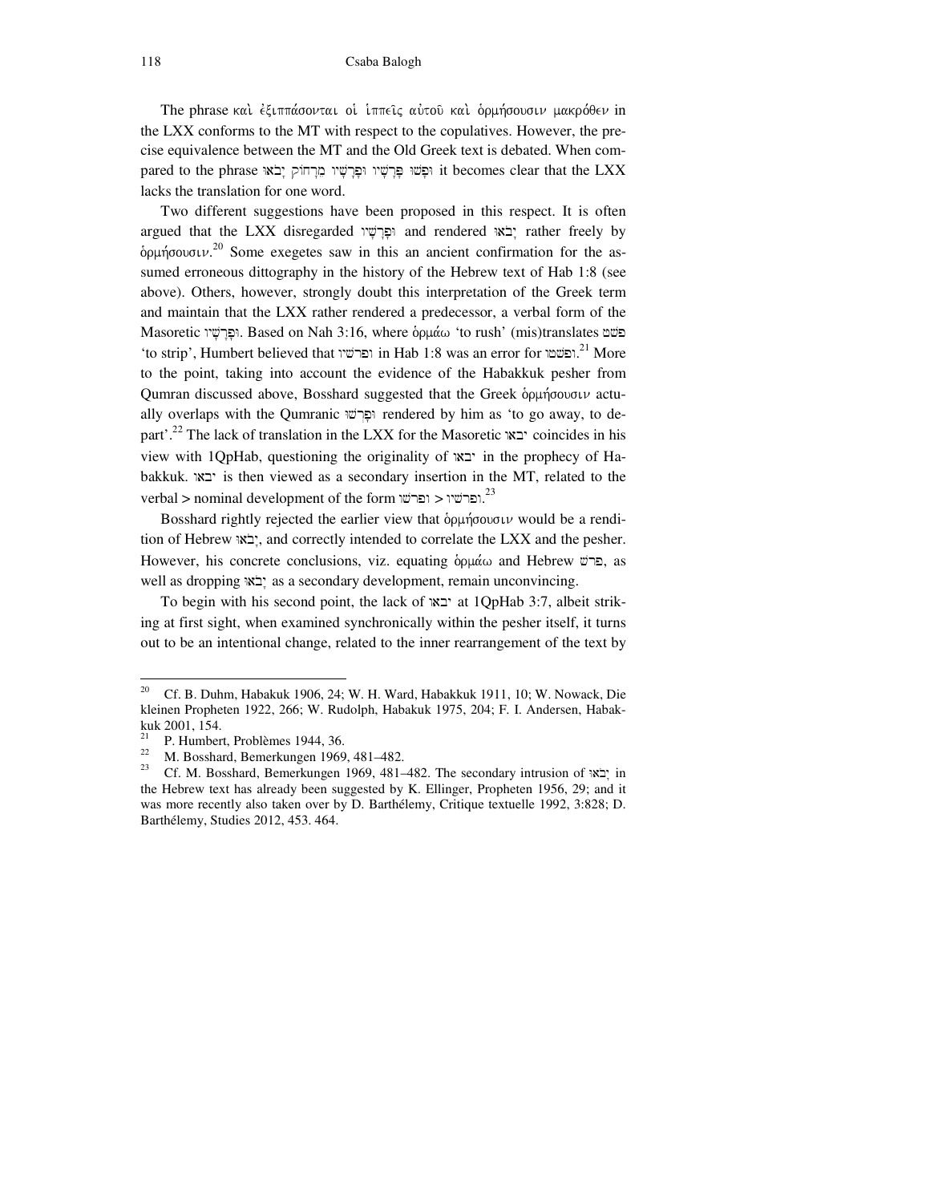The phrase καὶ ἐξιππάσονται οἱ ἱππεῖς αὐτοῦ καὶ ὁρμήσουσιν μακρόθεν in the LXX conforms to the MT with respect to the copulatives. However, the precise equivalence between the MT and the Old Greek text is debated. When compared to the phrase וּפָשׁוּ פָּרָשָׁיו וּפָרָשָׁיו מֵרָחוֹק יָבֹאוּ it becomes clear that the LXX lacks the translation for one word.

Two different suggestions have been proposed in this respect. It is often argued that the LXX disregarded וּפָרָשָׁיו and rendered יָבֹאוּ rather freely by ὁρμήσουσιν.[20] Some exegetes saw in this an ancient confirmation for the assumed erroneous dittography in the history of the Hebrew text of Hab 1:8 (see above). Others, however, strongly doubt this interpretation of the Greek term and maintain that the LXX rather rendered a predecessor, a verbal form of the Masoretic וּפָרָשָׁיו. Based on Nah 3:16, where ὁρμάω 'to rush' (mis)translates פשט 'to strip', Humbert believed that ופרשיו in Hab 1:8 was an error for ופשטו.[21] More to the point, taking into account the evidence of the Habakkuk pesher from Qumran discussed above, Bosshard suggested that the Greek ὁρμήσουσιν actually overlaps with the Qumranic וּפָרְשׁוּ rendered by him as 'to go away, to depart'.[22] The lack of translation in the LXX for the Masoretic יבאו coincides in his view with 1QpHab, questioning the originality of יבאו in the prophecy of Habakkuk. יבאו is then viewed as a secondary insertion in the MT, related to the verbal > nominal development of the form ופרשו > ופרשיו.[23]

Bosshard rightly rejected the earlier view that ὁρμήσουσιν would be a rendition of Hebrew יָבֹאוּ, and correctly intended to correlate the LXX and the pesher. However, his concrete conclusions, viz. equating ὁρμάω and Hebrew פרשׁ, as well as dropping יָבֹאוּ as a secondary development, remain unconvincing.

To begin with his second point, the lack of יבאו at 1QpHab 3:7, albeit striking at first sight, when examined synchronically within the pesher itself, it turns out to be an intentional change, related to the inner rearrangement of the text by

---

[20] Cf. B. Duhm, Habakuk 1906, 24; W. H. Ward, Habakkuk 1911, 10; W. Nowack, Die kleinen Propheten 1922, 266; W. Rudolph, Habakuk 1975, 204; F. I. Andersen, Habakkuk 2001, 154.

[21] P. Humbert, Problèmes 1944, 36.

[22] M. Bosshard, Bemerkungen 1969, 481–482.

[23] Cf. M. Bosshard, Bemerkungen 1969, 481–482. The secondary intrusion of יָבֹאוּ in the Hebrew text has already been suggested by K. Ellinger, Propheten 1956, 29; and it was more recently also taken over by D. Barthélemy, Critique textuelle 1992, 3:828; D. Barthélemy, Studies 2012, 453. 464.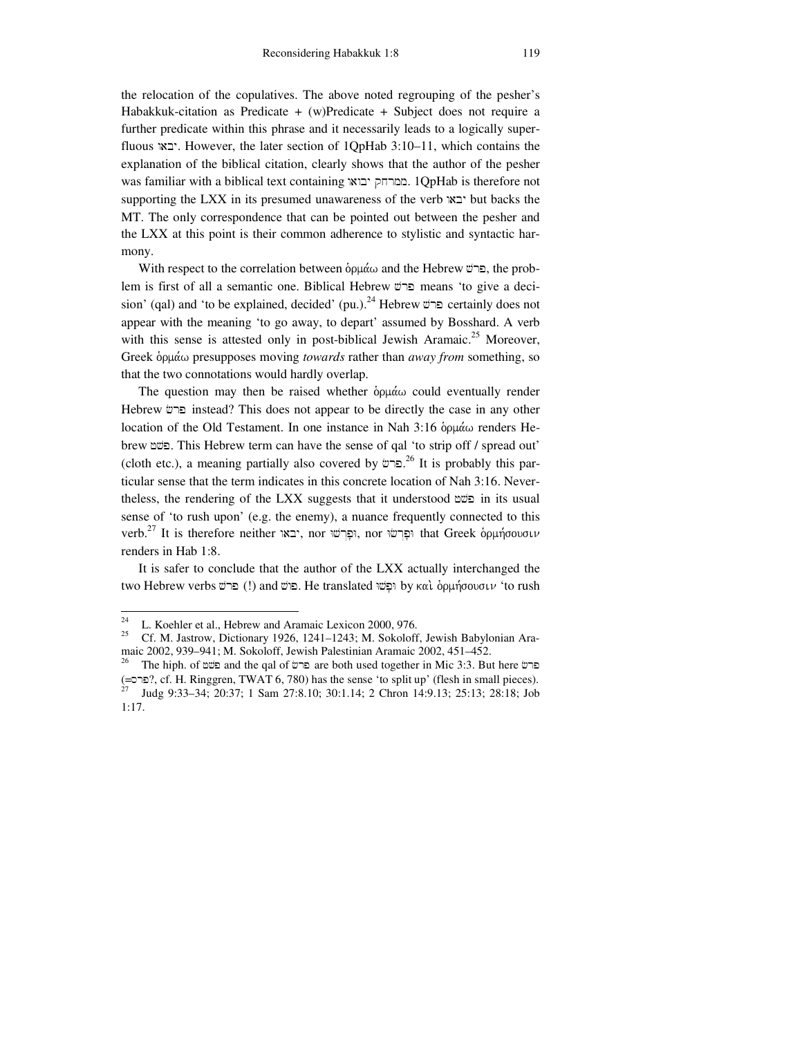the relocation of the copulatives. The above noted regrouping of the pesher's Habakkuk-citation as Predicate + (w)Predicate + Subject does not require a further predicate within this phrase and it necessarily leads to a logically superfluous יבאו. However, the later section of 1QpHab 3:10–11, which contains the explanation of the biblical citation, clearly shows that the author of the pesher was familiar with a biblical text containing ממרחק יבואו. 1QpHab is therefore not supporting the LXX in its presumed unawareness of the verb יבאו but backs the MT. The only correspondence that can be pointed out between the pesher and the LXX at this point is their common adherence to stylistic and syntactic harmony.

With respect to the correlation between ὁρμάω and the Hebrew פרשׁ, the problem is first of all a semantic one. Biblical Hebrew פרשׁ means 'to give a decision' (qal) and 'to be explained, decided' (pu.).[24] Hebrew פרשׁ certainly does not appear with the meaning 'to go away, to depart' assumed by Bosshard. A verb with this sense is attested only in post-biblical Jewish Aramaic.[25] Moreover, Greek ὁρμάω presupposes moving *towards* rather than *away from* something, so that the two connotations would hardly overlap.

The question may then be raised whether ὁρμάω could eventually render Hebrew פרשׂ instead? This does not appear to be directly the case in any other location of the Old Testament. In one instance in Nah 3:16 ὁρμάω renders Hebrew פשׁט. This Hebrew term can have the sense of qal 'to strip off / spread out' (cloth etc.), a meaning partially also covered by פרשׂ.[26] It is probably this particular sense that the term indicates in this concrete location of Nah 3:16. Nevertheless, the rendering of the LXX suggests that it understood פשׁט in its usual sense of 'to rush upon' (e.g. the enemy), a nuance frequently connected to this verb.[27] It is therefore neither יבאו, nor וּפָרְשׁוּ, nor וּפָרְשׂוּ that Greek ὁρμήσουσιν renders in Hab 1:8.

It is safer to conclude that the author of the LXX actually interchanged the two Hebrew verbs פרשׁ (!) and פושׁ. He translated וּפָשׁוּ by καὶ ὁρμήσουσιν 'to rush

---

[24] L. Koehler et al., Hebrew and Aramaic Lexicon 2000, 976.

[25] Cf. M. Jastrow, Dictionary 1926, 1241–1243; M. Sokoloff, Jewish Babylonian Aramaic 2002, 939–941; M. Sokoloff, Jewish Palestinian Aramaic 2002, 451–452.

[26] The hiph. of פשׁט and the qal of פרשׂ are both used together in Mic 3:3. But here פרשׂ (=פרס?, cf. H. Ringgren, TWAT 6, 780) has the sense 'to split up' (flesh in small pieces).

[27] Judg 9:33–34; 20:37; 1 Sam 27:8.10; 30:1.14; 2 Chron 14:9.13; 25:13; 28:18; Job 1:17.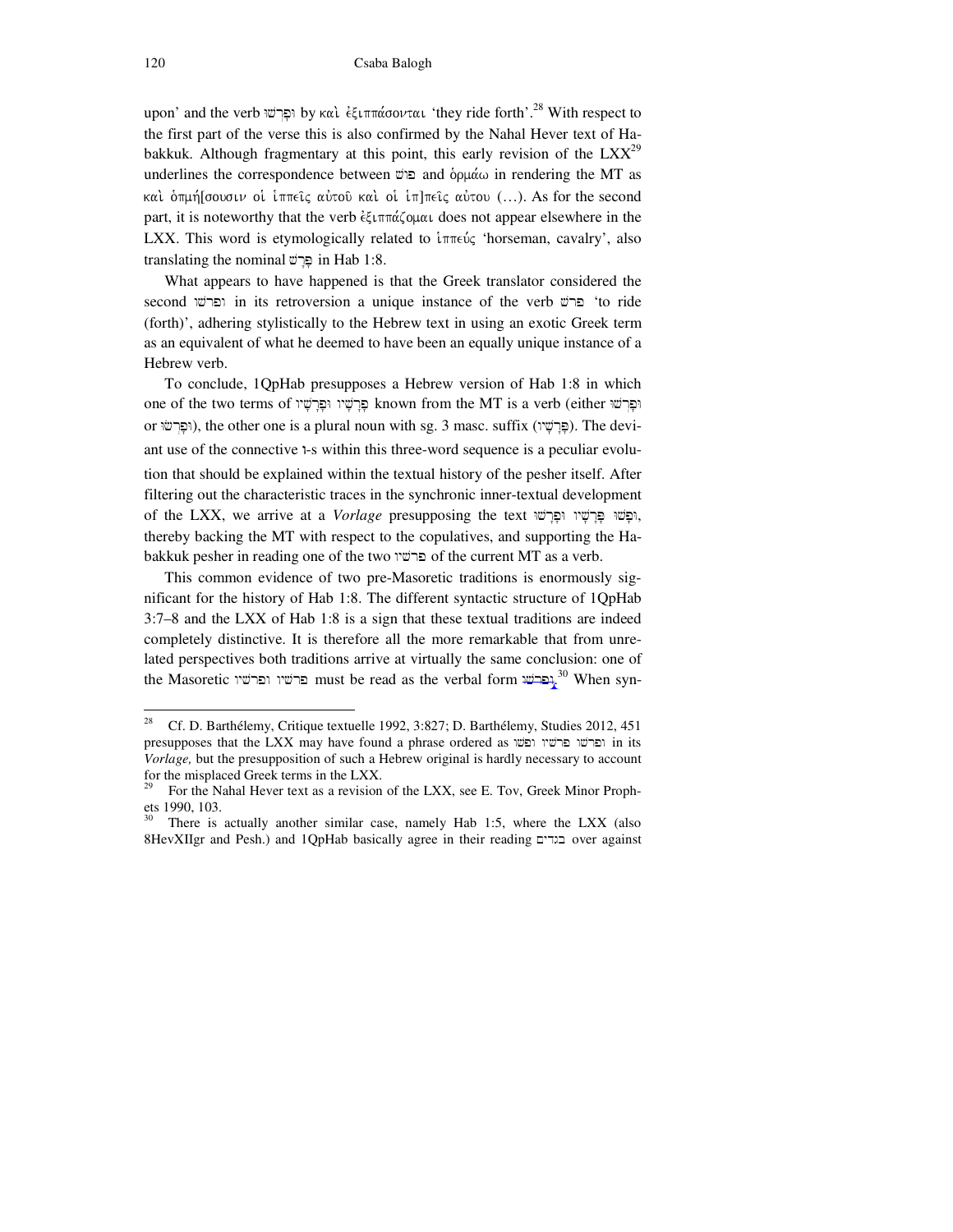upon' and the verb וּפָרְשׁוּ by καὶ ἐξιππάσονται 'they ride forth'.[28] With respect to the first part of the verse this is also confirmed by the Nahal Hever text of Habakkuk. Although fragmentary at this point, this early revision of the LXX[29] underlines the correspondence between פוש and ὁρμάω in rendering the MT as καὶ ὁρμή[σουσιν οἱ ἱππεῖς αὐτοῦ καὶ οἱ ἱπ]πεῖς αὐτου (…). As for the second part, it is noteworthy that the verb ἐξιππάζομαι does not appear elsewhere in the LXX. This word is etymologically related to ἱππεύς 'horseman, cavalry', also translating the nominal פָּרָשׁ in Hab 1:8.

What appears to have happened is that the Greek translator considered the second ופרשו in its retroversion a unique instance of the verb פרשׁ 'to ride (forth)', adhering stylistically to the Hebrew text in using an exotic Greek term as an equivalent of what he deemed to have been an equally unique instance of a Hebrew verb.

To conclude, 1QpHab presupposes a Hebrew version of Hab 1:8 in which one of the two terms of פָּרָשָׁיו וּפָרָשָׁיו known from the MT is a verb (either וּפָרְשׁוּ or וּפָרְשׁוּ), the other one is a plural noun with sg. 3 masc. suffix (פָּרָשָׁיו). The deviant use of the connective ו-s within this three-word sequence is a peculiar evolution that should be explained within the textual history of the pesher itself. After filtering out the characteristic traces in the synchronic inner-textual development of the LXX, we arrive at a *Vorlage* presupposing the text וּפָשׁוּ פָּרָשָׁיו וּפָרְשׁוּ, thereby backing the MT with respect to the copulatives, and supporting the Habakkuk pesher in reading one of the two פרשיו of the current MT as a verb.

This common evidence of two pre-Masoretic traditions is enormously significant for the history of Hab 1:8. The different syntactic structure of 1QpHab 3:7–8 and the LXX of Hab 1:8 is a sign that these textual traditions are indeed completely distinctive. It is therefore all the more remarkable that from unrelated perspectives both traditions arrive at virtually the same conclusion: one of the Masoretic פרשיו ופרשיו must be read as the verbal form וּפָרְשׁוּ.[30] When syn-

---

[28] Cf. D. Barthélemy, Critique textuelle 1992, 3:827; D. Barthélemy, Studies 2012, 451 presupposes that the LXX may have found a phrase ordered as ופרשו פרשיו ופשו in its *Vorlage,* but the presupposition of such a Hebrew original is hardly necessary to account for the misplaced Greek terms in the LXX.

[29] For the Nahal Hever text as a revision of the LXX, see E. Tov, Greek Minor Prophets 1990, 103.

[30] There is actually another similar case, namely Hab 1:5, where the LXX (also 8HevXIIgr and Pesh.) and 1QpHab basically agree in their reading בגדים over against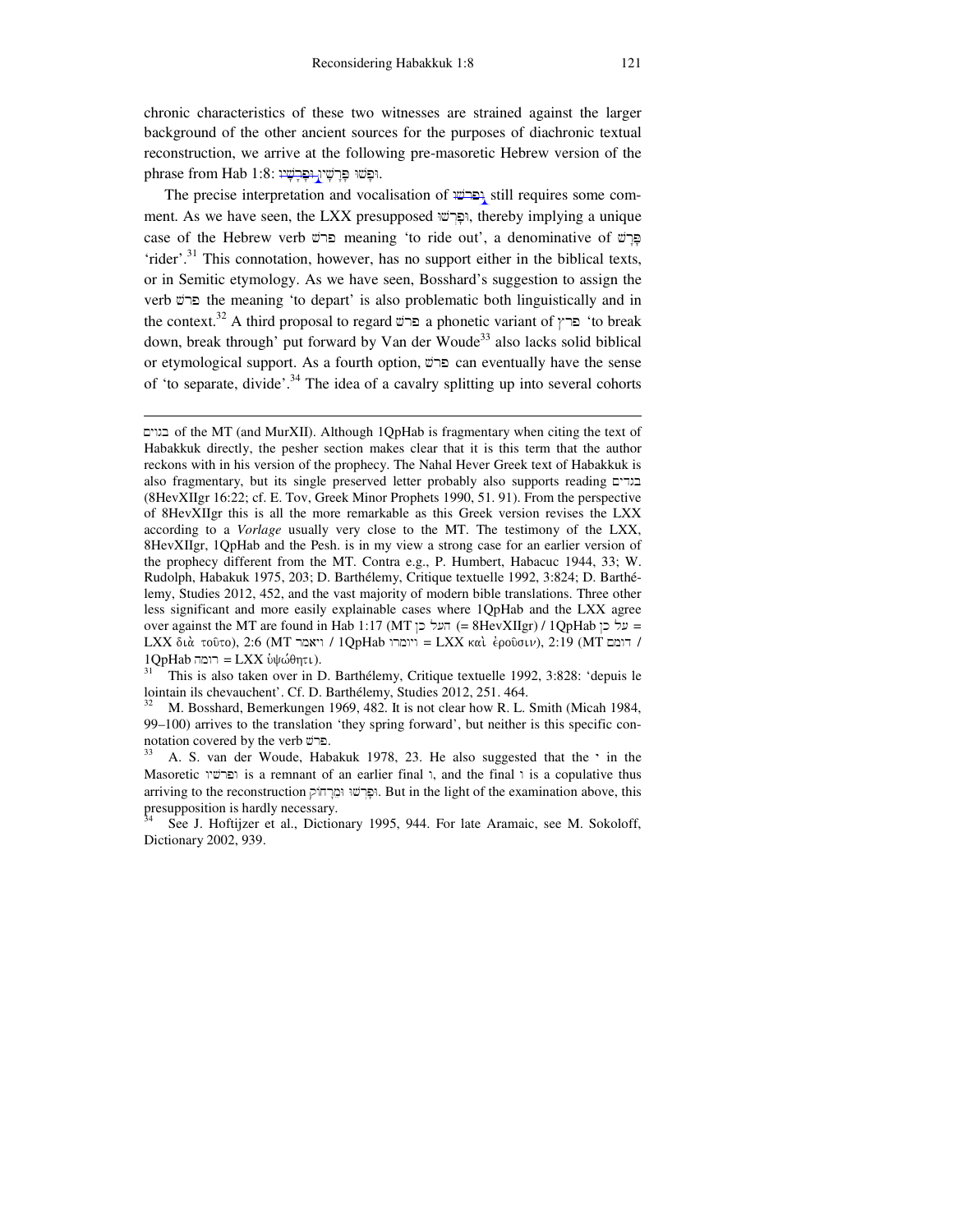chronic characteristics of these two witnesses are strained against the larger background of the other ancient sources for the purposes of diachronic textual reconstruction, we arrive at the following pre-masoretic Hebrew version of the phrase from Hab 1:8: וּפָשׁוּ פָּרָשָׁיו וּפָרְשׁוּ.

The precise interpretation and vocalisation of ופרשו still requires some comment. As we have seen, the LXX presupposed וּפָרְשׁוּ, thereby implying a unique case of the Hebrew verb פרשׁ meaning 'to ride out', a denominative of פָּרָשׁ 'rider'.[31] This connotation, however, has no support either in the biblical texts, or in Semitic etymology. As we have seen, Bosshard's suggestion to assign the verb פרשׁ the meaning 'to depart' is also problematic both linguistically and in the context.[32] A third proposal to regard פרשׁ a phonetic variant of פרץ 'to break down, break through' put forward by Van der Woude[33] also lacks solid biblical or etymological support. As a fourth option, פרשׁ can eventually have the sense of 'to separate, divide'.[34] The idea of a cavalry splitting up into several cohorts

---

בגוים of the MT (and MurXII). Although 1QpHab is fragmentary when citing the text of Habakkuk directly, the pesher section makes clear that it is this term that the author reckons with in his version of the prophecy. The Nahal Hever Greek text of Habakkuk is also fragmentary, but its single preserved letter probably also supports reading בגדים (8HevXIIgr 16:22; cf. E. Tov, Greek Minor Prophets 1990, 51. 91). From the perspective of 8HevXIIgr this is all the more remarkable as this Greek version revises the LXX according to a *Vorlage* usually very close to the MT. The testimony of the LXX, 8HevXIIgr, 1QpHab and the Pesh. is in my view a strong case for an earlier version of the prophecy different from the MT. Contra e.g., P. Humbert, Habacuc 1944, 33; W. Rudolph, Habakuk 1975, 203; D. Barthélemy, Critique textuelle 1992, 3:824; D. Barthélemy, Studies 2012, 452, and the vast majority of modern bible translations. Three other less significant and more easily explainable cases where 1QpHab and the LXX agree over against the MT are found in Hab 1:17 (MT העל כן (= 8HevXIIgr) / 1QpHab על כן = LXX διὰ τοῦτο), 2:6 (MT ויאמר / 1QpHab ויומרו = LXX καὶ ἐροῦσιν), 2:19 (MT דומם / 1QpHab רומה = LXX ὑψώθητι).

[31] This is also taken over in D. Barthélemy, Critique textuelle 1992, 3:828: 'depuis le lointain ils chevauchent'. Cf. D. Barthélemy, Studies 2012, 251. 464.

[32] M. Bosshard, Bemerkungen 1969, 482. It is not clear how R. L. Smith (Micah 1984, 99–100) arrives to the translation 'they spring forward', but neither is this specific connotation covered by the verb פרשׁ.

[33] A. S. van der Woude, Habakuk 1978, 23. He also suggested that the י in the Masoretic ופרשיו is a remnant of an earlier final ו, and the final ו is a copulative thus arriving to the reconstruction וּפָרְשׁוּ וּמֵרָחוֹק. But in the light of the examination above, this presupposition is hardly necessary.

[34] See J. Hoftijzer et al., Dictionary 1995, 944. For late Aramaic, see M. Sokoloff, Dictionary 2002, 939.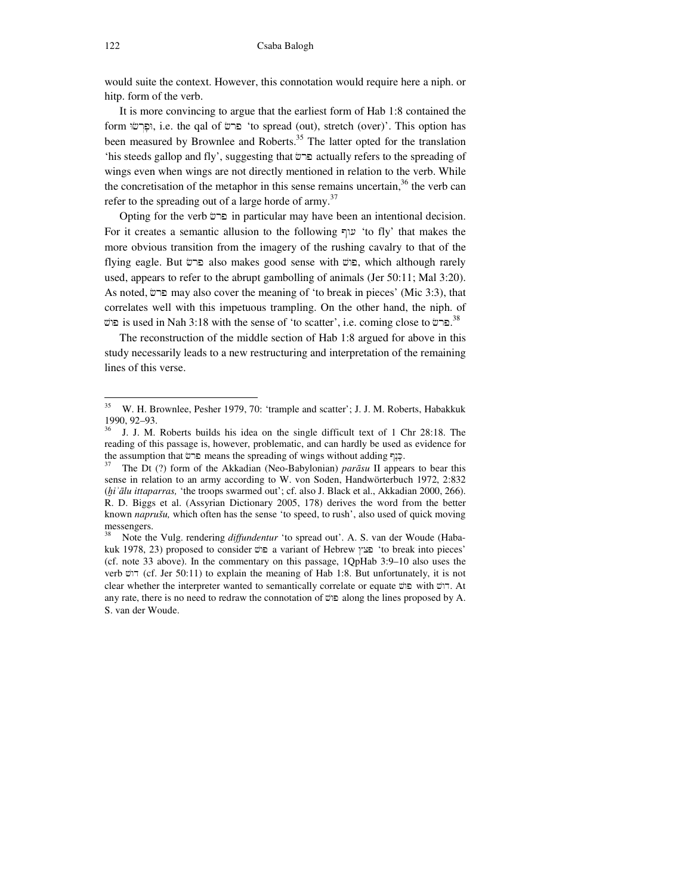would suite the context. However, this connotation would require here a niph. or hitp. form of the verb.

It is more convincing to argue that the earliest form of Hab 1:8 contained the form וּפָרְשׂוּ, i.e. the qal of פרשׂ 'to spread (out), stretch (over)'. This option has been measured by Brownlee and Roberts.[35] The latter opted for the translation 'his steeds gallop and fly', suggesting that פרשׂ actually refers to the spreading of wings even when wings are not directly mentioned in relation to the verb. While the concretisation of the metaphor in this sense remains uncertain,[36] the verb can refer to the spreading out of a large horde of army.[37]

Opting for the verb פרשׂ in particular may have been an intentional decision. For it creates a semantic allusion to the following עוף 'to fly' that makes the more obvious transition from the imagery of the rushing cavalry to that of the flying eagle. But פרשׂ also makes good sense with פושׁ, which although rarely used, appears to refer to the abrupt gambolling of animals (Jer 50:11; Mal 3:20). As noted, פרשׂ may also cover the meaning of 'to break in pieces' (Mic 3:3), that correlates well with this impetuous trampling. On the other hand, the niph. of פושׁ is used in Nah 3:18 with the sense of 'to scatter', i.e. coming close to פרשׂ.[38]

The reconstruction of the middle section of Hab 1:8 argued for above in this study necessarily leads to a new restructuring and interpretation of the remaining lines of this verse.

---

[35] W. H. Brownlee, Pesher 1979, 70: 'trample and scatter'; J. J. M. Roberts, Habakkuk 1990, 92–93.

[36] J. J. M. Roberts builds his idea on the single difficult text of 1 Chr 28:18. The reading of this passage is, however, problematic, and can hardly be used as evidence for the assumption that פרשׂ means the spreading of wings without adding כָּנָף.

[37] The Dt (?) form of the Akkadian (Neo-Babylonian) *parāsu* II appears to bear this sense in relation to an army according to W. von Soden, Handwörterbuch 1972, 2:832 (*ḫiʾālu ittaparras,* 'the troops swarmed out'; cf. also J. Black et al., Akkadian 2000, 266). R. D. Biggs et al. (Assyrian Dictionary 2005, 178) derives the word from the better known *naprušu,* which often has the sense 'to speed, to rush', also used of quick moving messengers.

[38] Note the Vulg. rendering *diffundentur* 'to spread out'. A. S. van der Woude (Habakuk 1978, 23) proposed to consider פושׁ a variant of Hebrew פצץ 'to break into pieces' (cf. note 33 above). In the commentary on this passage, 1QpHab 3:9–10 also uses the verb דושׁ (cf. Jer 50:11) to explain the meaning of Hab 1:8. But unfortunately, it is not clear whether the interpreter wanted to semantically correlate or equate פושׁ with דושׁ. At any rate, there is no need to redraw the connotation of פושׁ along the lines proposed by A. S. van der Woude.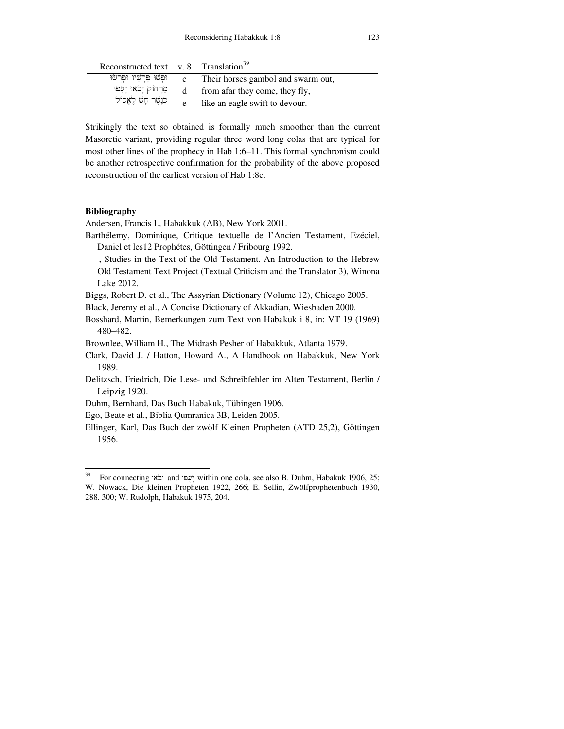| Reconstructed text | v. 8 | Translation[39] |
|---|---|---|
| וּפָשׁוּ פָּרָשָׁיו וּפָרְשׂוּ | c | Their horses gambol and swarm out, |
| מֵרָחוֹק יָבֹאוּ יָעֻפוּ | d | from afar they come, they fly, |
| כְּנֶשֶׁר חָשׁ לֶאֱכוֹל | e | like an eagle swift to devour. |

Strikingly the text so obtained is formally much smoother than the current Masoretic variant, providing regular three word long colas that are typical for most other lines of the prophecy in Hab 1:6–11. This formal synchronism could be another retrospective confirmation for the probability of the above proposed reconstruction of the earliest version of Hab 1:8c.

**Bibliography**

Andersen, Francis I., Habakkuk (AB), New York 2001.

Barthélemy, Dominique, Critique textuelle de l'Ancien Testament, Ezéciel, Daniel et les12 Prophétes, Göttingen / Fribourg 1992.

––-, Studies in the Text of the Old Testament. An Introduction to the Hebrew Old Testament Text Project (Textual Criticism and the Translator 3), Winona Lake 2012.

Biggs, Robert D. et al., The Assyrian Dictionary (Volume 12), Chicago 2005.

Black, Jeremy et al., A Concise Dictionary of Akkadian, Wiesbaden 2000.

Bosshard, Martin, Bemerkungen zum Text von Habakuk i 8, in: VT 19 (1969) 480–482.

Brownlee, William H., The Midrash Pesher of Habakkuk, Atlanta 1979.

Clark, David J. / Hatton, Howard A., A Handbook on Habakkuk, New York 1989.

Delitzsch, Friedrich, Die Lese- und Schreibfehler im Alten Testament, Berlin / Leipzig 1920.

Duhm, Bernhard, Das Buch Habakuk, Tübingen 1906.

Ego, Beate et al., Biblia Qumranica 3B, Leiden 2005.

Ellinger, Karl, Das Buch der zwölf Kleinen Propheten (ATD 25,2), Göttingen 1956.

---

[39] For connecting יָבֹאוּ and יָעֻפוּ within one cola, see also B. Duhm, Habakuk 1906, 25; W. Nowack, Die kleinen Propheten 1922, 266; E. Sellin, Zwölfprophetenbuch 1930, 288. 300; W. Rudolph, Habakuk 1975, 204.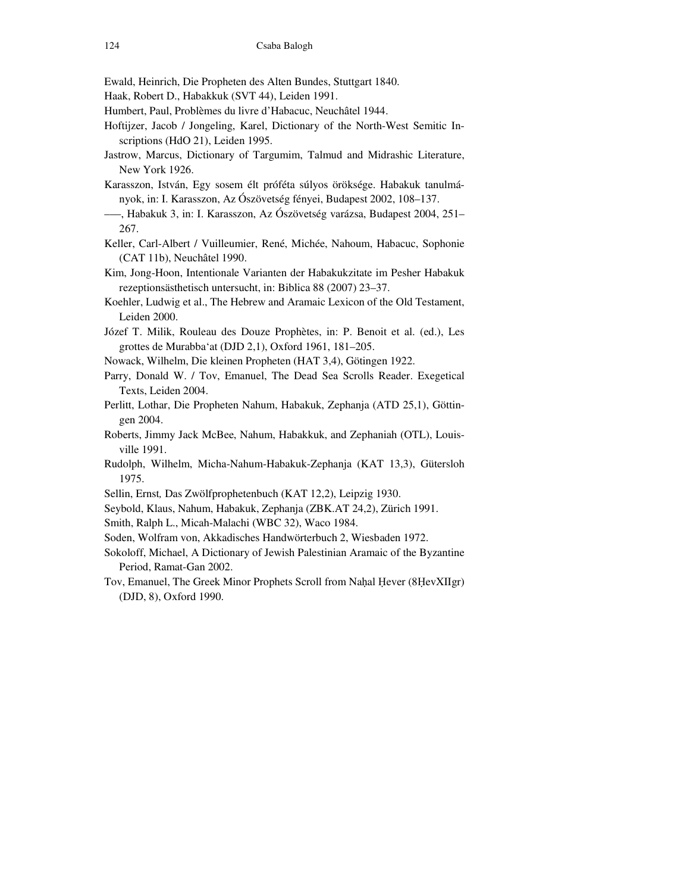Ewald, Heinrich, Die Propheten des Alten Bundes, Stuttgart 1840.

Haak, Robert D., Habakkuk (SVT 44), Leiden 1991.

Humbert, Paul, Problèmes du livre d'Habacuc, Neuchâtel 1944.

Hoftijzer, Jacob / Jongeling, Karel, Dictionary of the North-West Semitic Inscriptions (HdO 21), Leiden 1995.

Jastrow, Marcus, Dictionary of Targumim, Talmud and Midrashic Literature, New York 1926.

Karasszon, István, Egy sosem élt próféta súlyos öröksége. Habakuk tanulmányok, in: I. Karasszon, Az Ószövetség fényei, Budapest 2002, 108–137.

–––, Habakuk 3, in: I. Karasszon, Az Ószövetség varázsa, Budapest 2004, 251–267.

Keller, Carl-Albert / Vuilleumier, René, Michée, Nahoum, Habacuc, Sophonie (CAT 11b), Neuchâtel 1990.

Kim, Jong-Hoon, Intentionale Varianten der Habakukzitate im Pesher Habakuk rezeptionsästhetisch untersucht, in: Biblica 88 (2007) 23–37.

Koehler, Ludwig et al., The Hebrew and Aramaic Lexicon of the Old Testament, Leiden 2000.

Józef T. Milik, Rouleau des Douze Prophètes, in: P. Benoit et al. (ed.), Les grottes de Murabba'at (DJD 2,1), Oxford 1961, 181–205.

Nowack, Wilhelm, Die kleinen Propheten (HAT 3,4), Götingen 1922.

Parry, Donald W. / Tov, Emanuel, The Dead Sea Scrolls Reader. Exegetical Texts, Leiden 2004.

Perlitt, Lothar, Die Propheten Nahum, Habakuk, Zephanja (ATD 25,1), Göttingen 2004.

Roberts, Jimmy Jack McBee, Nahum, Habakkuk, and Zephaniah (OTL), Louisville 1991.

Rudolph, Wilhelm, Micha-Nahum-Habakuk-Zephanja (KAT 13,3), Gütersloh 1975.

Sellin, Ernst, Das Zwölfprophetenbuch (KAT 12,2), Leipzig 1930.

Seybold, Klaus, Nahum, Habakuk, Zephanja (ZBK.AT 24,2), Zürich 1991.

Smith, Ralph L., Micah-Malachi (WBC 32), Waco 1984.

Soden, Wolfram von, Akkadisches Handwörterbuch 2, Wiesbaden 1972.

Sokoloff, Michael, A Dictionary of Jewish Palestinian Aramaic of the Byzantine Period, Ramat-Gan 2002.

Tov, Emanuel, The Greek Minor Prophets Scroll from Naḥal Ḥever (8ḤevXIIgr) (DJD, 8), Oxford 1990.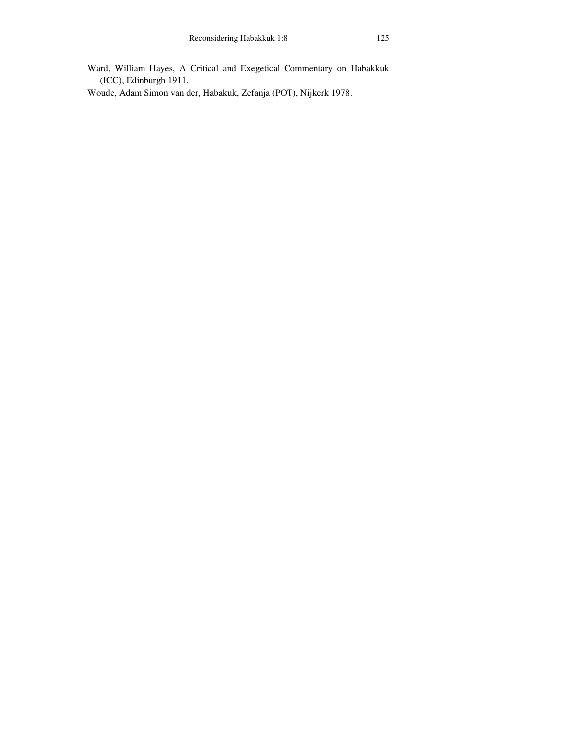Ward, William Hayes, A Critical and Exegetical Commentary on Habakkuk (ICC), Edinburgh 1911.

Woude, Adam Simon van der, Habakuk, Zefanja (POT), Nijkerk 1978.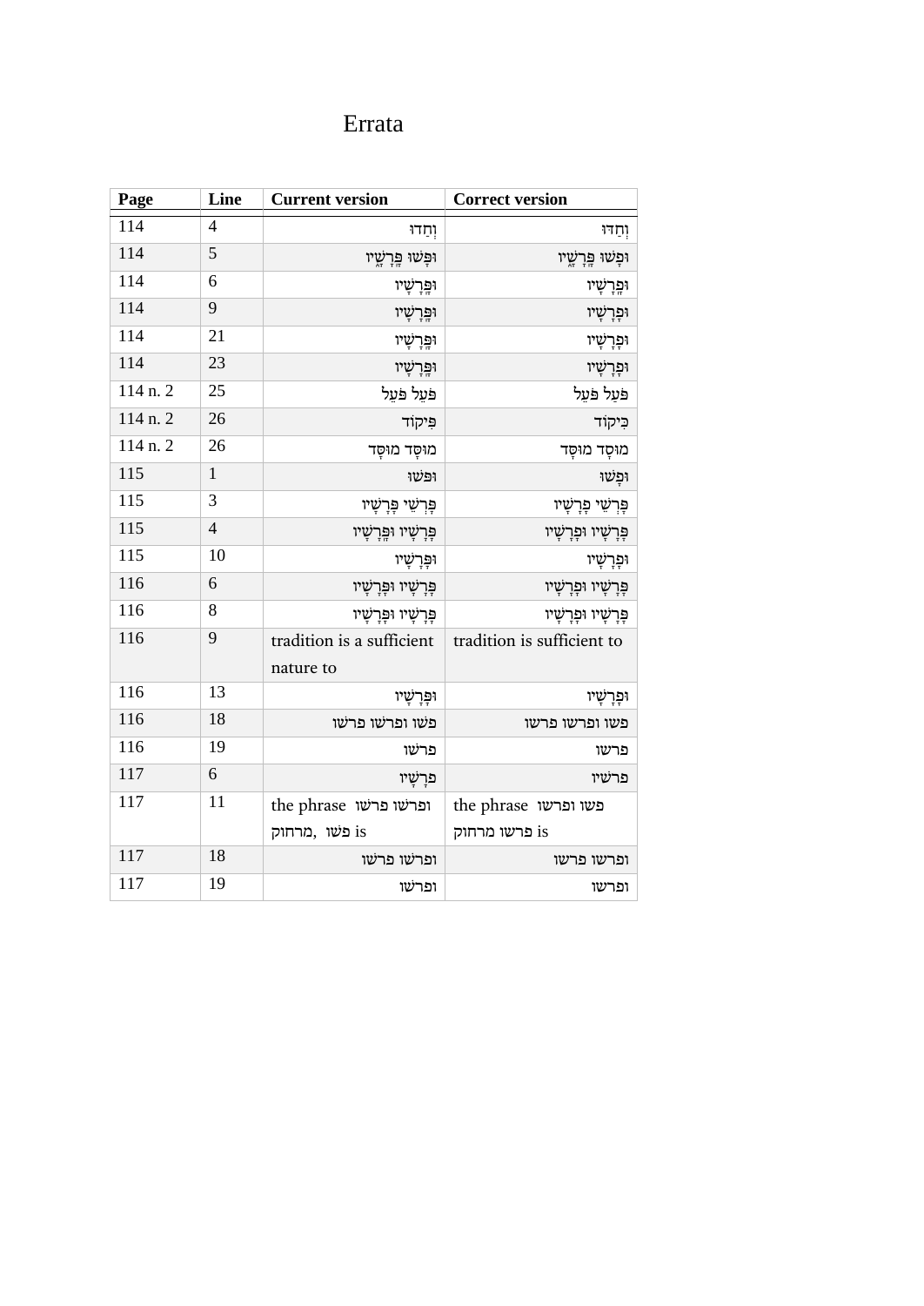# Errata

| Page | Line | Current version | Correct version |
|---|---|---|---|
| 114 | 4 | וְחָדוּ | וְחַדוּ |
| 114 | 5 | וּפָשׁוּ פֳּרָשֶׁיו | וּפָשׁוּ פֳּרָשָׁיו |
| 114 | 6 | וּפֳרָשָׁיו | וּפָרָשָׁיו |
| 114 | 9 | וּפֳרָשָׁיו | וּפָרָשָׁיו |
| 114 | 21 | וּפֳרָשָׁיו | וּפָרָשָׁיו |
| 114 | 23 | וּפֳרָשָׁיו | וּפָרָשָׁיו |
| 114 n. 2 | 25 | פֹּעֵל פֹּעַל | פֹּעַל פֹּעַל |
| 114 n. 2 | 26 | פִּיקוֹד | כִּיקוֹד |
| 114 n. 2 | 26 | מוּסָד מוּסָד | מוּסָד מוּסָד |
| 115 | 1 | וּפּשׁוּ | וּפָשׁוּ |
| 115 | 3 | פָּרְשֵׁי פָּרָשָׁיו | פָּרְשֵׁי פָרָשָׁיו |
| 115 | 4 | פָּרָשָׁיו וּפֳרָשָׁיו | פָּרָשָׁיו וּפָרָשָׁיו |
| 115 | 10 | וּפָרָשָׁיו | וּפָרָשָׁיו |
| 116 | 6 | פָּרָשָׁיו וּפְרָשָׁיו | פָּרָשָׁיו וּפָרָשָׁיו |
| 116 | 8 | פָּרָשָׁיו וּפְרָשָׁיו | פָּרָשָׁיו וּפָרָשָׁיו |
| 116 | 9 | tradition is a sufficient nature to | tradition is sufficient to |
| 116 | 13 | וּפָרָשָׁיו | וּפָרָשָׁיו |
| 116 | 18 | פּשׁו ופרשׁו פרשׁו | פשו ופרשו פרשו |
| 116 | 19 | פרשׁו | פרשו |
| 117 | 6 | פרָשָׁיו | פרשיו |
| 117 | 11 | the phrase ופרשׁו פרשׁו פּשׁו, מרחוק is | the phrase פשו ופרשו פרשו מרחוק is |
| 117 | 18 | ופרשׁו פרשׁו | ופרשו פרשו |
| 117 | 19 | ופרשׁו | ופרשו |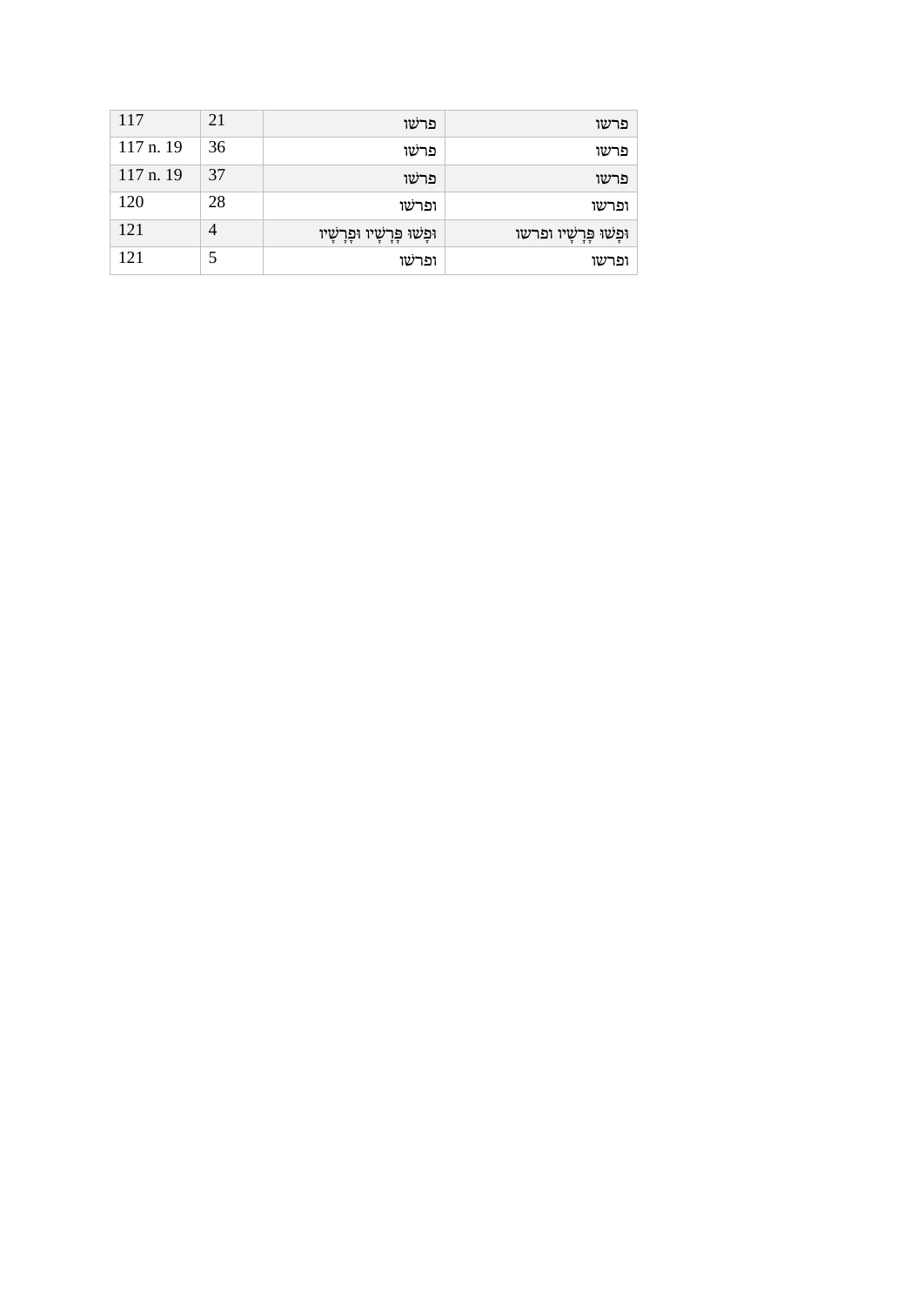| | | | |
|---|---|---|---|
| 117 | 21 | פרשׁו | פרשו |
| 117 n. 19 | 36 | פרשׁו | פרשו |
| 117 n. 19 | 37 | פרשׁו | פרשו |
| 120 | 28 | ופרשׁו | ופרשו |
| 121 | 4 | וּפָשׁוּ פְּרָשָׁיו וּפָרָשָׁיו | וּפָשׁוּ פָּרָשָׁיו ופרשו |
| 121 | 5 | ופרשׁו | ופרשו |